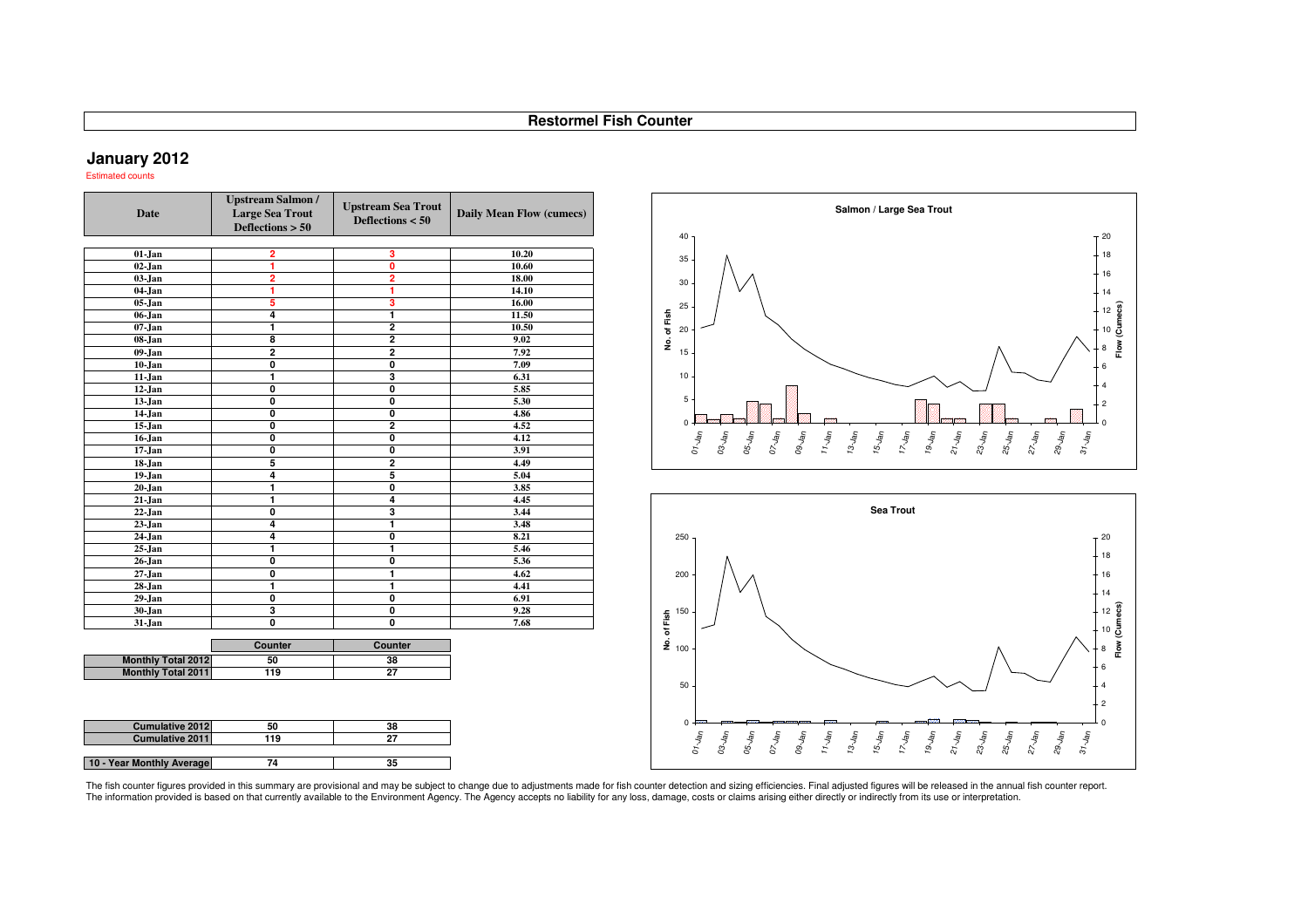# Restormel Fish Counter

## January 2012

Estimated counts

| Date | Upstream Salmon / Large Sea Trout Deflections > 50 | Upstream Sea Trout Deflections < 50 | Daily Mean Flow (cumecs) |
|---|---|---|---|
| 01-Jan | 2 | 3 | 10.20 |
| 02-Jan | 1 | 0 | 10.60 |
| 03-Jan | 2 | 2 | 18.00 |
| 04-Jan | 1 | 1 | 14.10 |
| 05-Jan | 5 | 3 | 16.00 |
| 06-Jan | 4 | 1 | 11.50 |
| 07-Jan | 1 | 2 | 10.50 |
| 08-Jan | 8 | 2 | 9.02 |
| 09-Jan | 2 | 2 | 7.92 |
| 10-Jan | 0 | 0 | 7.09 |
| 11-Jan | 1 | 3 | 6.31 |
| 12-Jan | 0 | 0 | 5.85 |
| 13-Jan | 0 | 0 | 5.30 |
| 14-Jan | 0 | 0 | 4.86 |
| 15-Jan | 0 | 2 | 4.52 |
| 16-Jan | 0 | 0 | 4.12 |
| 17-Jan | 0 | 0 | 3.91 |
| 18-Jan | 5 | 2 | 4.49 |
| 19-Jan | 4 | 5 | 5.04 |
| 20-Jan | 1 | 0 | 3.85 |
| 21-Jan | 1 | 4 | 4.45 |
| 22-Jan | 0 | 3 | 3.44 |
| 23-Jan | 4 | 1 | 3.48 |
| 24-Jan | 4 | 0 | 8.21 |
| 25-Jan | 1 | 1 | 5.46 |
| 26-Jan | 0 | 0 | 5.36 |
| 27-Jan | 0 | 1 | 4.62 |
| 28-Jan | 1 | 1 | 4.41 |
| 29-Jan | 0 | 0 | 6.91 |
| 30-Jan | 3 | 0 | 9.28 |
| 31-Jan | 0 | 0 | 7.68 |

| | Counter | Counter |
|---|---|---|
| Monthly Total 2012 | 50 | 38 |
| Monthly Total 2011 | 119 | 27 |
| Cumulative 2012 | 50 | 38 |
| Cumulative 2011 | 119 | 27 |
| 10 - Year Monthly Average | 74 | 35 |

The fish counter figures provided in this summary are provisional and may be subject to change due to adjustments made for fish counter detection and sizing efficiencies. Final adjusted figures will be released in the annual fish counter report. The information provided is based on that currently available to the Environment Agency. The Agency accepts no liability for any loss, damage, costs or claims arising either directly or indirectly from its use or interpretation.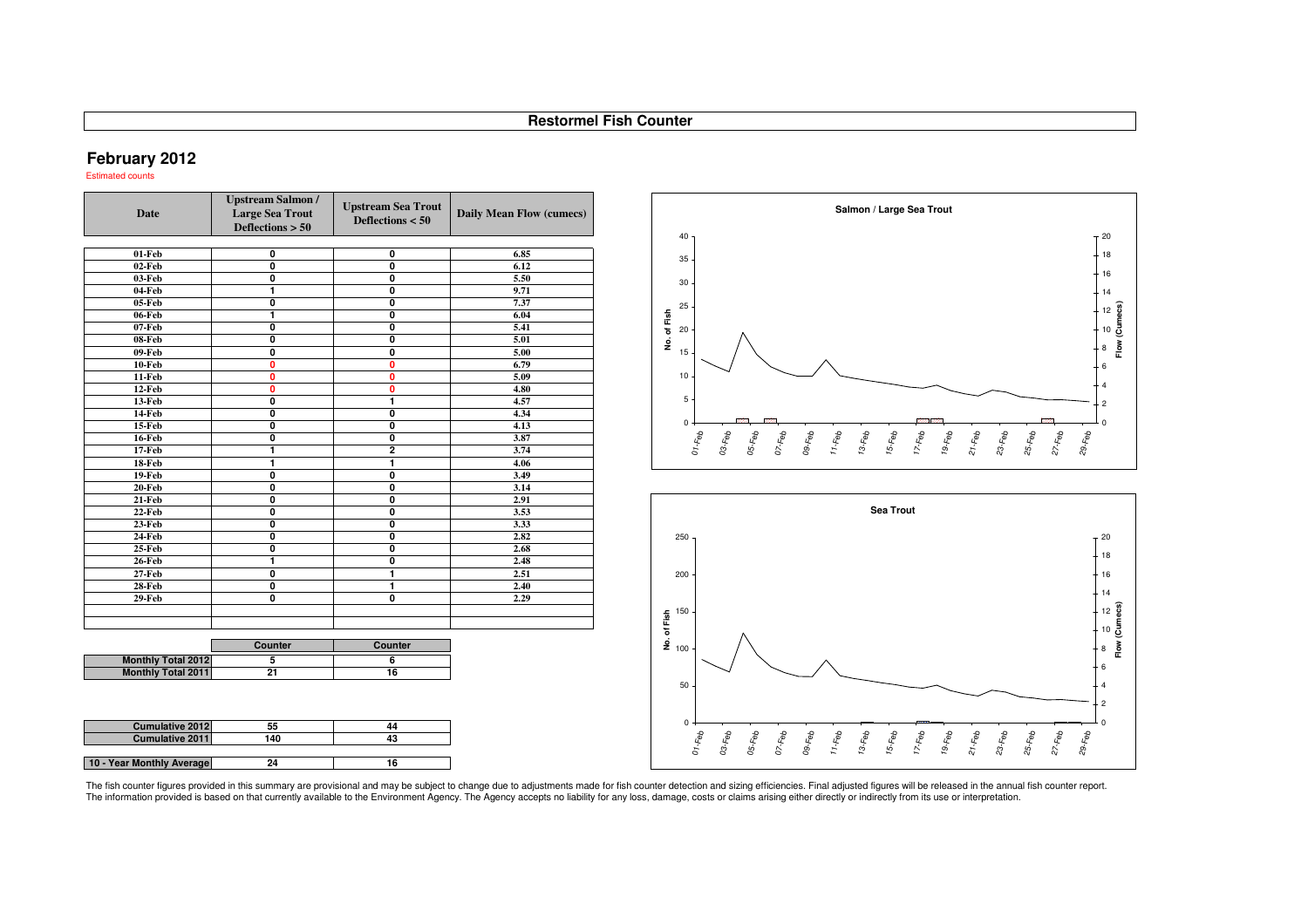# Restormel Fish Counter

## February 2012

Estimated counts

| Date | Upstream Salmon / Large Sea Trout Deflections > 50 | Upstream Sea Trout Deflections < 50 | Daily Mean Flow (cumecs) |
|---|---|---|---|
| 01-Feb | 0 | 0 | 6.85 |
| 02-Feb | 0 | 0 | 6.12 |
| 03-Feb | 0 | 0 | 5.50 |
| 04-Feb | 1 | 0 | 9.71 |
| 05-Feb | 0 | 0 | 7.37 |
| 06-Feb | 1 | 0 | 6.04 |
| 07-Feb | 0 | 0 | 5.41 |
| 08-Feb | 0 | 0 | 5.01 |
| 09-Feb | 0 | 0 | 5.00 |
| 10-Feb | 0 | 0 | 6.79 |
| 11-Feb | 0 | 0 | 5.09 |
| 12-Feb | 0 | 0 | 4.80 |
| 13-Feb | 0 | 1 | 4.57 |
| 14-Feb | 0 | 0 | 4.34 |
| 15-Feb | 0 | 0 | 4.13 |
| 16-Feb | 0 | 0 | 3.87 |
| 17-Feb | 1 | 2 | 3.74 |
| 18-Feb | 1 | 1 | 4.06 |
| 19-Feb | 0 | 0 | 3.49 |
| 20-Feb | 0 | 0 | 3.14 |
| 21-Feb | 0 | 0 | 2.91 |
| 22-Feb | 0 | 0 | 3.53 |
| 23-Feb | 0 | 0 | 3.33 |
| 24-Feb | 0 | 0 | 2.82 |
| 25-Feb | 0 | 0 | 2.68 |
| 26-Feb | 1 | 0 | 2.48 |
| 27-Feb | 0 | 1 | 2.51 |
| 28-Feb | 0 | 1 | 2.40 |
| 29-Feb | 0 | 0 | 2.29 |

| | Counter | Counter |
|---|---|---|
| Monthly Total 2012 | 5 | 6 |
| Monthly Total 2011 | 21 | 16 |
| Cumulative 2012 | 55 | 44 |
| Cumulative 2011 | 140 | 43 |
| 10 - Year Monthly Average | 24 | 16 |

The fish counter figures provided in this summary are provisional and may be subject to change due to adjustments made for fish counter detection and sizing efficiencies. Final adjusted figures will be released in the annual fish counter report. The information provided is based on that currently available to the Environment Agency. The Agency accepts no liability for any loss, damage, costs or claims arising either directly or indirectly from its use or interpretation.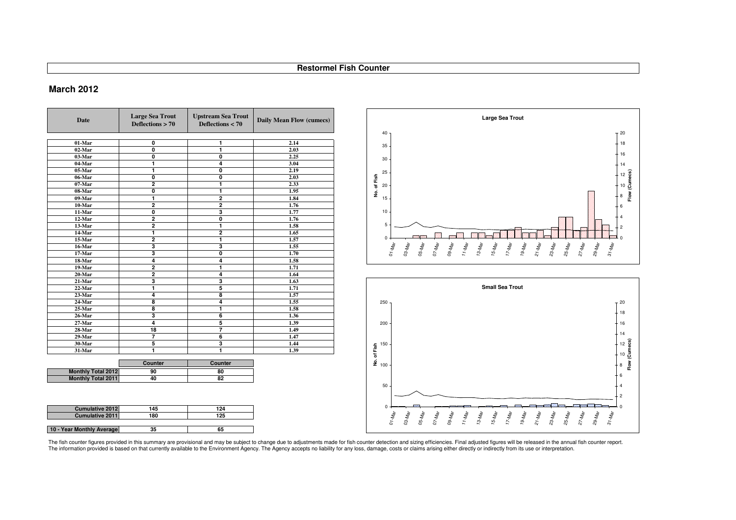# Restormel Fish Counter

## March 2012

| Date | Large Sea Trout Deflections > 70 | Upstream Sea Trout Deflections < 70 | Daily Mean Flow (cumecs) |
|---|---|---|---|
| 01-Mar | 0 | 1 | 2.14 |
| 02-Mar | 0 | 1 | 2.03 |
| 03-Mar | 0 | 0 | 2.25 |
| 04-Mar | 1 | 4 | 3.04 |
| 05-Mar | 1 | 0 | 2.19 |
| 06-Mar | 0 | 0 | 2.03 |
| 07-Mar | 2 | 1 | 2.33 |
| 08-Mar | 0 | 1 | 1.95 |
| 09-Mar | 1 | 2 | 1.84 |
| 10-Mar | 2 | 2 | 1.76 |
| 11-Mar | 0 | 3 | 1.77 |
| 12-Mar | 2 | 0 | 1.76 |
| 13-Mar | 2 | 1 | 1.58 |
| 14-Mar | 1 | 2 | 1.65 |
| 15-Mar | 2 | 1 | 1.57 |
| 16-Mar | 3 | 3 | 1.55 |
| 17-Mar | 3 | 0 | 1.70 |
| 18-Mar | 4 | 4 | 1.58 |
| 19-Mar | 2 | 1 | 1.71 |
| 20-Mar | 2 | 4 | 1.64 |
| 21-Mar | 3 | 3 | 1.63 |
| 22-Mar | 1 | 5 | 1.71 |
| 23-Mar | 4 | 8 | 1.57 |
| 24-Mar | 8 | 4 | 1.55 |
| 25-Mar | 8 | 1 | 1.58 |
| 26-Mar | 3 | 6 | 1.36 |
| 27-Mar | 4 | 5 | 1.39 |
| 28-Mar | 18 | 7 | 1.49 |
| 29-Mar | 7 | 6 | 1.47 |
| 30-Mar | 5 | 3 | 1.44 |
| 31-Mar | 1 | 1 | 1.39 |

| | Counter | Counter |
|---|---|---|
| Monthly Total 2012 | 90 | 80 |
| Monthly Total 2011 | 40 | 82 |
| Cumulative 2012 | 145 | 124 |
| Cumulative 2011 | 180 | 125 |
| 10 - Year Monthly Average | 35 | 65 |

The fish counter figures provided in this summary are provisional and may be subject to change due to adjustments made for fish counter detection and sizing efficiencies. Final adjusted figures will be released in the annual fish counter report.
The information provided is based on that currently available to the Environment Agency. The Agency accepts no liability for any loss, damage, costs or claims arising either directly or indirectly from its use or interpretation.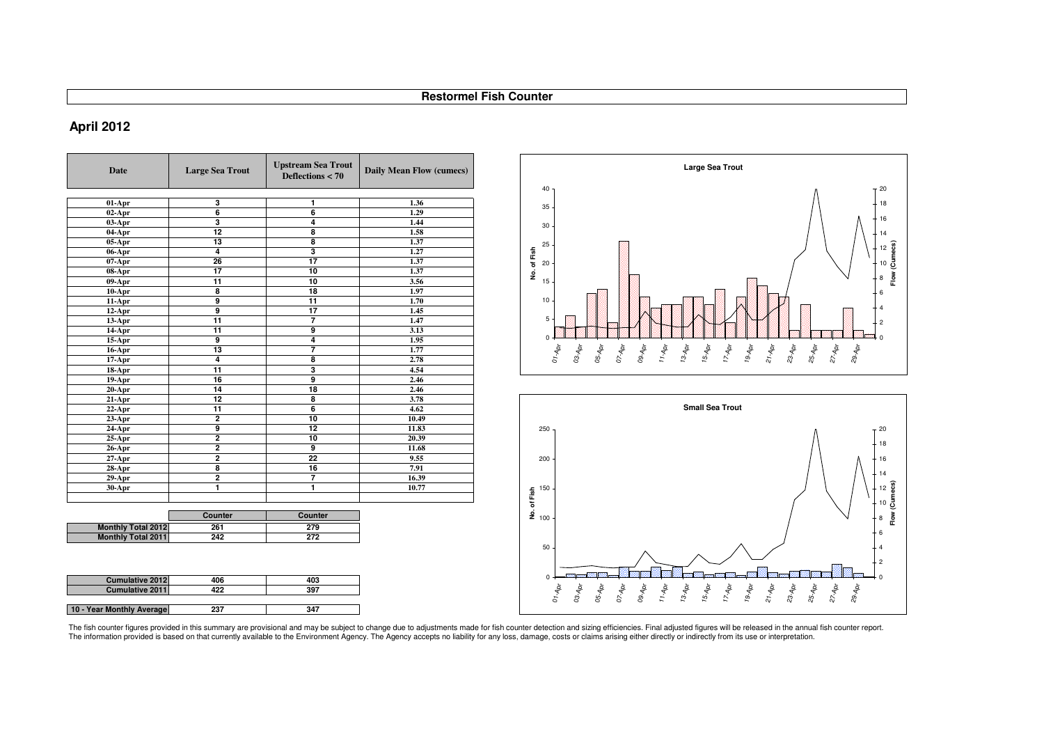# Restormel Fish Counter

## April 2012

| Date | Large Sea Trout | Upstream Sea Trout Deflections < 70 | Daily Mean Flow (cumecs) |
|---|---|---|---|
| 01-Apr | 3 | 1 | 1.36 |
| 02-Apr | 6 | 6 | 1.29 |
| 03-Apr | 3 | 4 | 1.44 |
| 04-Apr | 12 | 8 | 1.58 |
| 05-Apr | 13 | 8 | 1.37 |
| 06-Apr | 4 | 3 | 1.27 |
| 07-Apr | 26 | 17 | 1.37 |
| 08-Apr | 17 | 10 | 1.37 |
| 09-Apr | 11 | 10 | 3.56 |
| 10-Apr | 8 | 18 | 1.97 |
| 11-Apr | 9 | 11 | 1.70 |
| 12-Apr | 9 | 17 | 1.45 |
| 13-Apr | 11 | 7 | 1.47 |
| 14-Apr | 11 | 9 | 3.13 |
| 15-Apr | 9 | 4 | 1.95 |
| 16-Apr | 13 | 7 | 1.77 |
| 17-Apr | 4 | 8 | 2.78 |
| 18-Apr | 11 | 3 | 4.54 |
| 19-Apr | 16 | 9 | 2.46 |
| 20-Apr | 14 | 18 | 2.46 |
| 21-Apr | 12 | 8 | 3.78 |
| 22-Apr | 11 | 6 | 4.62 |
| 23-Apr | 2 | 10 | 10.49 |
| 24-Apr | 9 | 12 | 11.83 |
| 25-Apr | 2 | 10 | 20.39 |
| 26-Apr | 2 | 9 | 11.68 |
| 27-Apr | 2 | 22 | 9.55 |
| 28-Apr | 8 | 16 | 7.91 |
| 29-Apr | 2 | 7 | 16.39 |
| 30-Apr | 1 | 1 | 10.77 |

| | Counter | Counter |
|---|---|---|
| Monthly Total 2012 | 261 | 279 |
| Monthly Total 2011 | 242 | 272 |
| Cumulative 2012 | 406 | 403 |
| Cumulative 2011 | 422 | 397 |
| 10 - Year Monthly Average | 237 | 347 |

The fish counter figures provided in this summary are provisional and may be subject to change due to adjustments made for fish counter detection and sizing efficiencies. Final adjusted figures will be released in the annual fish counter report. The information provided is based on that currently available to the Environment Agency. The Agency accepts no liability for any loss, damage, costs or claims arising either directly or indirectly from its use or interpretation.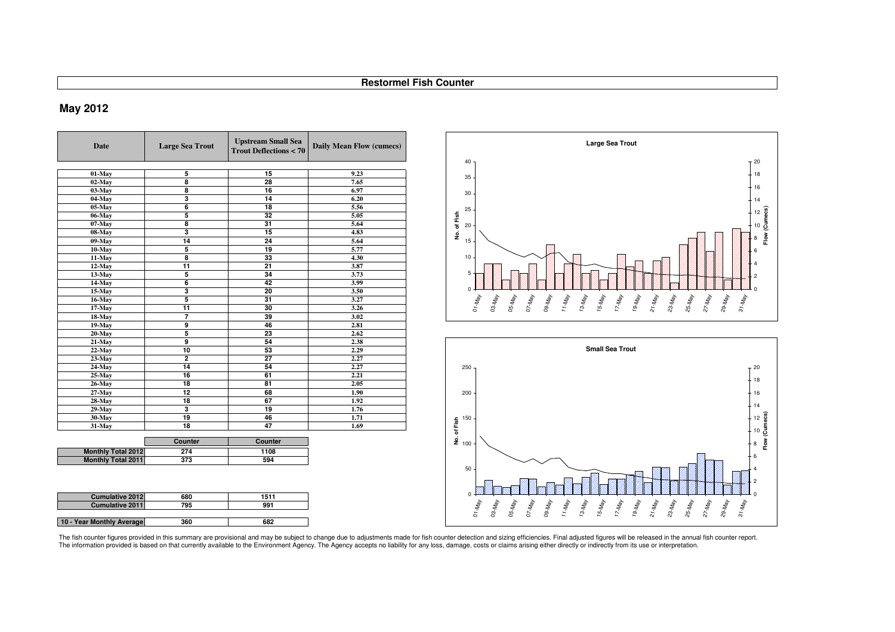# Restormel Fish Counter

## May 2012

| Date | Large Sea Trout | Upstream Small Sea Trout Deflections < 70 | Daily Mean Flow (cumecs) |
|---|---|---|---|
| 01-May | 5 | 15 | 9.23 |
| 02-May | 8 | 28 | 7.65 |
| 03-May | 8 | 16 | 6.97 |
| 04-May | 3 | 14 | 6.20 |
| 05-May | 6 | 18 | 5.56 |
| 06-May | 5 | 32 | 5.05 |
| 07-May | 8 | 31 | 5.64 |
| 08-May | 3 | 15 | 4.83 |
| 09-May | 14 | 24 | 5.64 |
| 10-May | 5 | 19 | 5.77 |
| 11-May | 8 | 33 | 4.30 |
| 12-May | 11 | 21 | 3.87 |
| 13-May | 5 | 34 | 3.73 |
| 14-May | 6 | 42 | 3.99 |
| 15-May | 3 | 20 | 3.50 |
| 16-May | 5 | 31 | 3.27 |
| 17-May | 11 | 30 | 3.26 |
| 18-May | 7 | 39 | 3.02 |
| 19-May | 9 | 46 | 2.81 |
| 20-May | 5 | 23 | 2.62 |
| 21-May | 9 | 54 | 2.38 |
| 22-May | 10 | 53 | 2.29 |
| 23-May | 2 | 27 | 2.27 |
| 24-May | 14 | 54 | 2.27 |
| 25-May | 16 | 61 | 2.21 |
| 26-May | 18 | 81 | 2.05 |
| 27-May | 12 | 68 | 1.90 |
| 28-May | 18 | 67 | 1.92 |
| 29-May | 3 | 19 | 1.76 |
| 30-May | 19 | 46 | 1.71 |
| 31-May | 18 | 47 | 1.69 |

| | Counter | Counter |
|---|---|---|
| Monthly Total 2012 | 274 | 1108 |
| Monthly Total 2011 | 373 | 594 |

| | | |
|---|---|---|
| Cumulative 2012 | 680 | 1511 |
| Cumulative 2011 | 795 | 991 |

| | | |
|---|---|---|
| 10 - Year Monthly Average | 360 | 682 |

The fish counter figures provided in this summary are provisional and may be subject to change due to adjustments made for fish counter detection and sizing efficiencies. Final adjusted figures will be released in the annual fish counter report. The information provided is based on that currently available to the Environment Agency. The Agency accepts no liability for any loss, damage, costs or claims arising either directly or indirectly from its use or interpretation.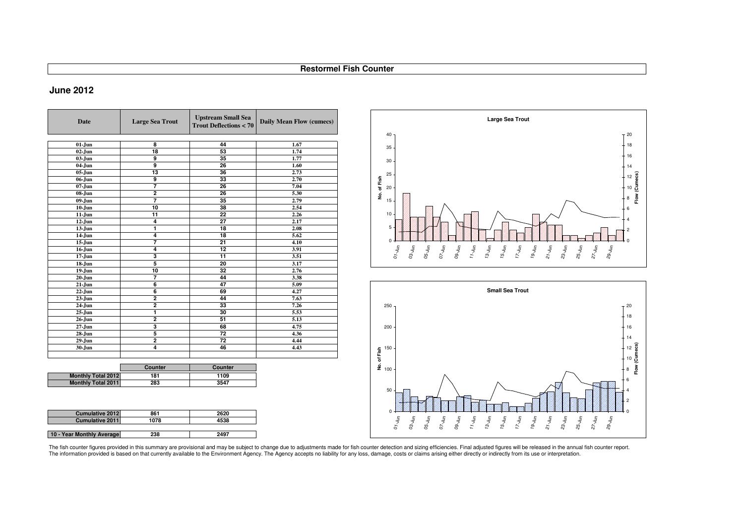# Restormel Fish Counter

## June 2012

| Date | Large Sea Trout | Upstream Small Sea Trout Deflections < 70 | Daily Mean Flow (cumecs) |
|---|---|---|---|
| 01-Jun | 8 | 44 | 1.67 |
| 02-Jun | 18 | 53 | 1.74 |
| 03-Jun | 9 | 35 | 1.77 |
| 04-Jun | 9 | 26 | 1.60 |
| 05-Jun | 13 | 36 | 2.73 |
| 06-Jun | 9 | 33 | 2.70 |
| 07-Jun | 7 | 26 | 7.04 |
| 08-Jun | 2 | 26 | 5.30 |
| 09-Jun | 7 | 35 | 2.79 |
| 10-Jun | 10 | 38 | 2.54 |
| 11-Jun | 11 | 22 | 2.26 |
| 12-Jun | 4 | 27 | 2.17 |
| 13-Jun | 1 | 18 | 2.08 |
| 14-Jun | 4 | 18 | 5.62 |
| 15-Jun | 7 | 21 | 4.10 |
| 16-Jun | 4 | 12 | 3.91 |
| 17-Jun | 3 | 11 | 3.51 |
| 18-Jun | 5 | 20 | 3.17 |
| 19-Jun | 10 | 32 | 2.76 |
| 20-Jun | 7 | 44 | 3.38 |
| 21-Jun | 6 | 47 | 5.09 |
| 22-Jun | 6 | 69 | 4.27 |
| 23-Jun | 2 | 44 | 7.63 |
| 24-Jun | 2 | 33 | 7.26 |
| 25-Jun | 1 | 30 | 5.53 |
| 26-Jun | 2 | 51 | 5.13 |
| 27-Jun | 3 | 68 | 4.75 |
| 28-Jun | 5 | 72 | 4.36 |
| 29-Jun | 2 | 72 | 4.44 |
| 30-Jun | 4 | 46 | 4.43 |

| | Counter | Counter |
|---|---|---|
| Monthly Total 2012 | 181 | 1109 |
| Monthly Total 2011 | 283 | 3547 |

| | | |
|---|---|---|
| Cumulative 2012 | 861 | 2620 |
| Cumulative 2011 | 1078 | 4538 |
| 10 - Year Monthly Average | 238 | 2497 |

The fish counter figures provided in this summary are provisional and may be subject to change due to adjustments made for fish counter detection and sizing efficiencies. Final adjusted figures will be released in the annual fish counter report. The information provided is based on that currently available to the Environment Agency. The Agency accepts no liability for any loss, damage, costs or claims arising either directly or indirectly from its use or interpretation.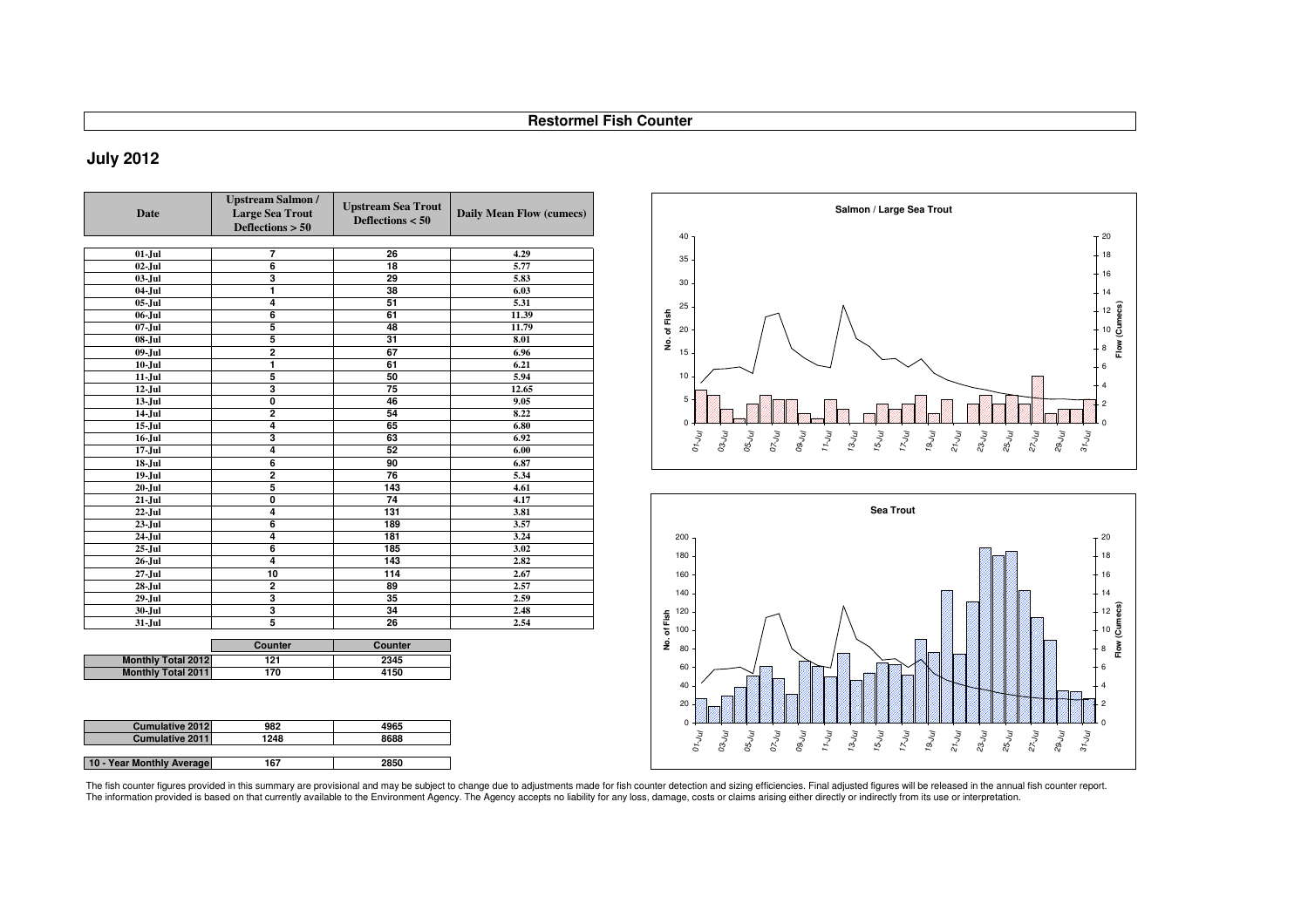# Restormel Fish Counter

## July 2012

| Date | Upstream Salmon / Large Sea Trout Deflections > 50 | Upstream Sea Trout Deflections < 50 | Daily Mean Flow (cumecs) |
|---|---|---|---|
| 01-Jul | 7 | 26 | 4.29 |
| 02-Jul | 6 | 18 | 5.77 |
| 03-Jul | 3 | 29 | 5.83 |
| 04-Jul | 1 | 38 | 6.03 |
| 05-Jul | 4 | 51 | 5.31 |
| 06-Jul | 6 | 61 | 11.39 |
| 07-Jul | 5 | 48 | 11.79 |
| 08-Jul | 5 | 31 | 8.01 |
| 09-Jul | 2 | 67 | 6.96 |
| 10-Jul | 1 | 61 | 6.21 |
| 11-Jul | 5 | 50 | 5.94 |
| 12-Jul | 3 | 75 | 12.65 |
| 13-Jul | 0 | 46 | 9.05 |
| 14-Jul | 2 | 54 | 8.22 |
| 15-Jul | 4 | 65 | 6.80 |
| 16-Jul | 3 | 63 | 6.92 |
| 17-Jul | 4 | 52 | 6.00 |
| 18-Jul | 6 | 90 | 6.87 |
| 19-Jul | 2 | 76 | 5.34 |
| 20-Jul | 5 | 143 | 4.61 |
| 21-Jul | 0 | 74 | 4.17 |
| 22-Jul | 4 | 131 | 3.81 |
| 23-Jul | 6 | 189 | 3.57 |
| 24-Jul | 4 | 181 | 3.24 |
| 25-Jul | 6 | 185 | 3.02 |
| 26-Jul | 4 | 143 | 2.82 |
| 27-Jul | 10 | 114 | 2.67 |
| 28-Jul | 2 | 89 | 2.57 |
| 29-Jul | 3 | 35 | 2.59 |
| 30-Jul | 3 | 34 | 2.48 |
| 31-Jul | 5 | 26 | 2.54 |

| | Counter | Counter |
|---|---|---|
| Monthly Total 2012 | 121 | 2345 |
| Monthly Total 2011 | 170 | 4150 |

| | | |
|---|---|---|
| Cumulative 2012 | 982 | 4965 |
| Cumulative 2011 | 1248 | 8688 |

| | | |
|---|---|---|
| 10 - Year Monthly Average | 167 | 2850 |

The fish counter figures provided in this summary are provisional and may be subject to change due to adjustments made for fish counter detection and sizing efficiencies. Final adjusted figures will be released in the annual fish counter report. The information provided is based on that currently available to the Environment Agency. The Agency accepts no liability for any loss, damage, costs or claims arising either directly or indirectly from its use or interpretation.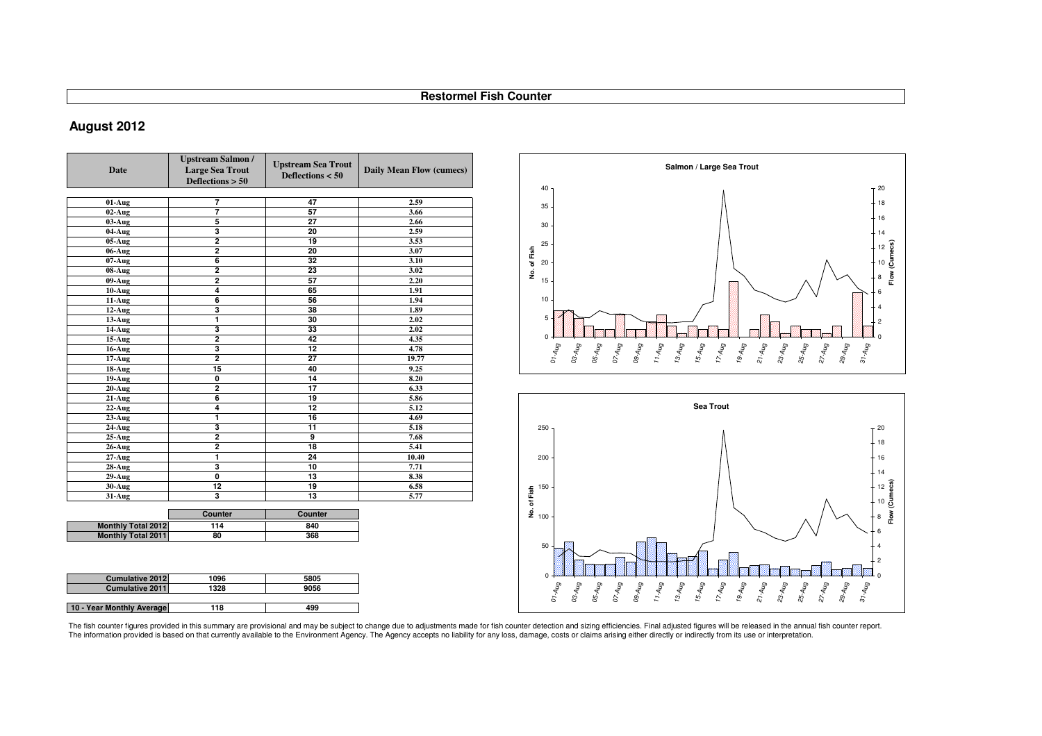# Restormel Fish Counter

## August 2012

| Date | Upstream Salmon / Large Sea Trout Deflections > 50 | Upstream Sea Trout Deflections < 50 | Daily Mean Flow (cumecs) |
|---|---|---|---|
| 01-Aug | 7 | 47 | 2.59 |
| 02-Aug | 7 | 57 | 3.66 |
| 03-Aug | 5 | 27 | 2.66 |
| 04-Aug | 3 | 20 | 2.59 |
| 05-Aug | 2 | 19 | 3.53 |
| 06-Aug | 2 | 20 | 3.07 |
| 07-Aug | 6 | 32 | 3.10 |
| 08-Aug | 2 | 23 | 3.02 |
| 09-Aug | 2 | 57 | 2.20 |
| 10-Aug | 4 | 65 | 1.91 |
| 11-Aug | 6 | 56 | 1.94 |
| 12-Aug | 3 | 38 | 1.89 |
| 13-Aug | 1 | 30 | 2.02 |
| 14-Aug | 3 | 33 | 2.02 |
| 15-Aug | 2 | 42 | 4.35 |
| 16-Aug | 3 | 12 | 4.78 |
| 17-Aug | 2 | 27 | 19.77 |
| 18-Aug | 15 | 40 | 9.25 |
| 19-Aug | 0 | 14 | 8.20 |
| 20-Aug | 2 | 17 | 6.33 |
| 21-Aug | 6 | 19 | 5.86 |
| 22-Aug | 4 | 12 | 5.12 |
| 23-Aug | 1 | 16 | 4.69 |
| 24-Aug | 3 | 11 | 5.18 |
| 25-Aug | 2 | 9 | 7.68 |
| 26-Aug | 2 | 18 | 5.41 |
| 27-Aug | 1 | 24 | 10.40 |
| 28-Aug | 3 | 10 | 7.71 |
| 29-Aug | 0 | 13 | 8.38 |
| 30-Aug | 12 | 19 | 6.58 |
| 31-Aug | 3 | 13 | 5.77 |

| | Counter | Counter |
|---|---|---|
| Monthly Total 2012 | 114 | 840 |
| Monthly Total 2011 | 80 | 368 |
| Cumulative 2012 | 1096 | 5805 |
| Cumulative 2011 | 1328 | 9056 |
| 10 - Year Monthly Average | 118 | 499 |

The fish counter figures provided in this summary are provisional and may be subject to change due to adjustments made for fish counter detection and sizing efficiencies. Final adjusted figures will be released in the annual fish counter report. The information provided is based on that currently available to the Environment Agency. The Agency accepts no liability for any loss, damage, costs or claims arising either directly or indirectly from its use or interpretation.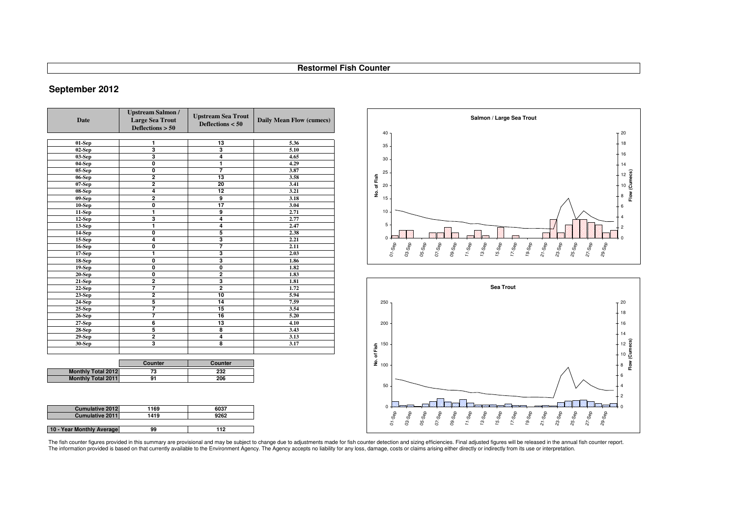## Restormel Fish Counter

## September 2012

| Date | Upstream Salmon / Large Sea Trout Deflections > 50 | Upstream Sea Trout Deflections < 50 | Daily Mean Flow (cumecs) |
|---|---|---|---|
| 01-Sep | 1 | 13 | 5.36 |
| 02-Sep | 3 | 3 | 5.10 |
| 03-Sep | 3 | 4 | 4.65 |
| 04-Sep | 0 | 1 | 4.29 |
| 05-Sep | 0 | 7 | 3.87 |
| 06-Sep | 2 | 13 | 3.58 |
| 07-Sep | 2 | 20 | 3.41 |
| 08-Sep | 4 | 12 | 3.21 |
| 09-Sep | 2 | 9 | 3.18 |
| 10-Sep | 0 | 17 | 3.04 |
| 11-Sep | 1 | 9 | 2.71 |
| 12-Sep | 3 | 4 | 2.77 |
| 13-Sep | 1 | 4 | 2.47 |
| 14-Sep | 0 | 5 | 2.38 |
| 15-Sep | 4 | 3 | 2.21 |
| 16-Sep | 0 | 7 | 2.11 |
| 17-Sep | 1 | 3 | 2.03 |
| 18-Sep | 0 | 3 | 1.86 |
| 19-Sep | 0 | 0 | 1.82 |
| 20-Sep | 0 | 2 | 1.83 |
| 21-Sep | 2 | 3 | 1.81 |
| 22-Sep | 7 | 2 | 1.72 |
| 23-Sep | 2 | 10 | 5.94 |
| 24-Sep | 5 | 14 | 7.59 |
| 25-Sep | 7 | 15 | 3.54 |
| 26-Sep | 7 | 16 | 5.20 |
| 27-Sep | 6 | 13 | 4.10 |
| 28-Sep | 5 | 8 | 3.43 |
| 29-Sep | 2 | 4 | 3.13 |
| 30-Sep | 3 | 8 | 3.17 |

| | Counter | Counter |
|---|---|---|
| Monthly Total 2012 | 73 | 232 |
| Monthly Total 2011 | 91 | 206 |

| | | |
|---|---|---|
| Cumulative 2012 | 1169 | 6037 |
| Cumulative 2011 | 1419 | 9262 |
| 10 - Year Monthly Average | 99 | 112 |

The fish counter figures provided in this summary are provisional and may be subject to change due to adjustments made for fish counter detection and sizing efficiencies. Final adjusted figures will be released in the annual fish counter report. The information provided is based on that currently available to the Environment Agency. The Agency accepts no liability for any loss, damage, costs or claims arising either directly or indirectly from its use or interpretation.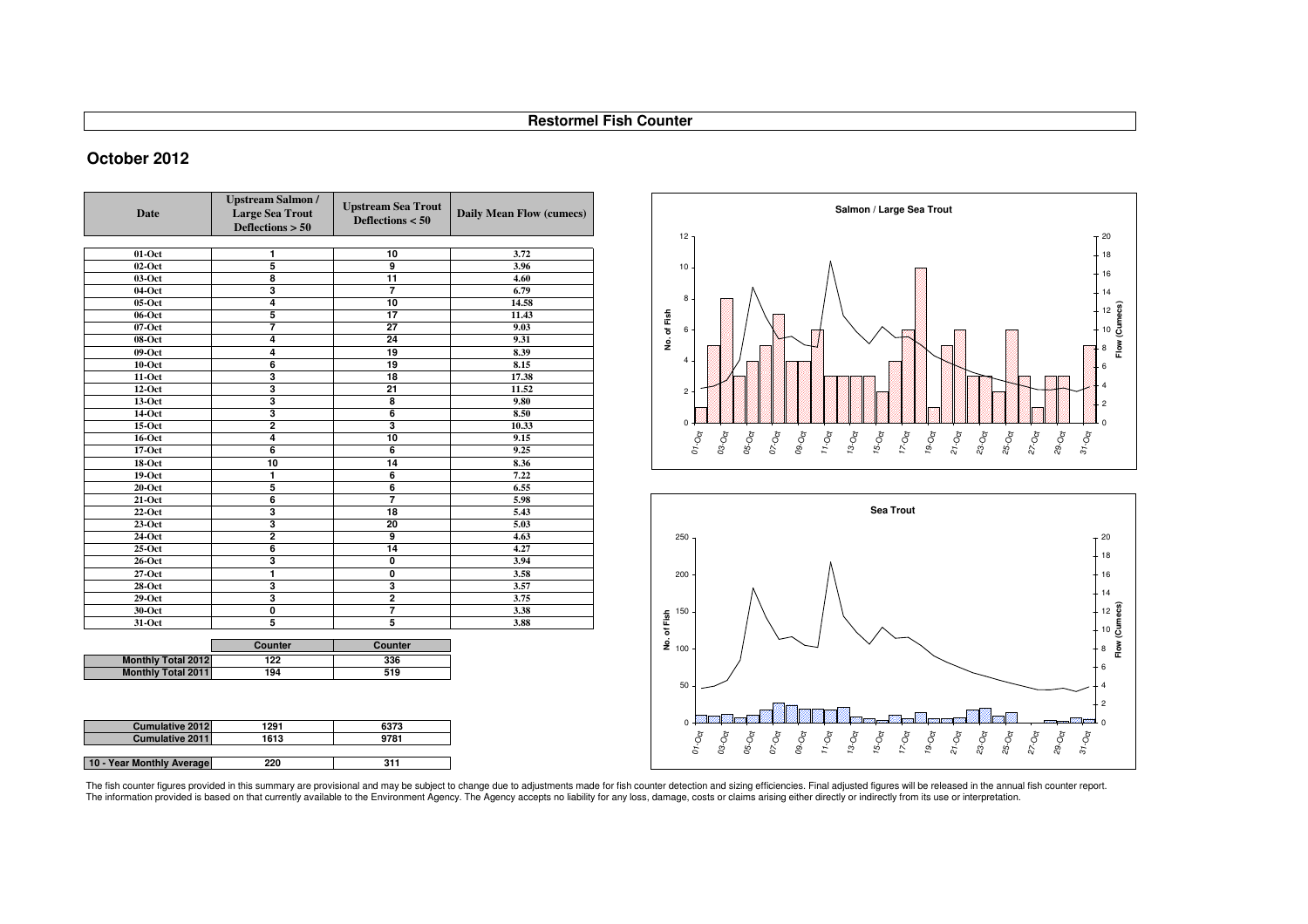# Restormel Fish Counter

## October 2012

| Date | Upstream Salmon / Large Sea Trout Deflections > 50 | Upstream Sea Trout Deflections < 50 | Daily Mean Flow (cumecs) |
|---|---|---|---|
| 01-Oct | 1 | 10 | 3.72 |
| 02-Oct | 5 | 9 | 3.96 |
| 03-Oct | 8 | 11 | 4.60 |
| 04-Oct | 3 | 7 | 6.79 |
| 05-Oct | 4 | 10 | 14.58 |
| 06-Oct | 5 | 17 | 11.43 |
| 07-Oct | 7 | 27 | 9.03 |
| 08-Oct | 4 | 24 | 9.31 |
| 09-Oct | 4 | 19 | 8.39 |
| 10-Oct | 6 | 19 | 8.15 |
| 11-Oct | 3 | 18 | 17.38 |
| 12-Oct | 3 | 21 | 11.52 |
| 13-Oct | 3 | 8 | 9.80 |
| 14-Oct | 3 | 6 | 8.50 |
| 15-Oct | 2 | 3 | 10.33 |
| 16-Oct | 4 | 10 | 9.15 |
| 17-Oct | 6 | 6 | 9.25 |
| 18-Oct | 10 | 14 | 8.36 |
| 19-Oct | 1 | 6 | 7.22 |
| 20-Oct | 5 | 6 | 6.55 |
| 21-Oct | 6 | 7 | 5.98 |
| 22-Oct | 3 | 18 | 5.43 |
| 23-Oct | 3 | 20 | 5.03 |
| 24-Oct | 2 | 9 | 4.63 |
| 25-Oct | 6 | 14 | 4.27 |
| 26-Oct | 3 | 0 | 3.94 |
| 27-Oct | 1 | 0 | 3.58 |
| 28-Oct | 3 | 3 | 3.57 |
| 29-Oct | 3 | 2 | 3.75 |
| 30-Oct | 0 | 7 | 3.38 |
| 31-Oct | 5 | 5 | 3.88 |

| | Counter | Counter |
|---|---|---|
| Monthly Total 2012 | 122 | 336 |
| Monthly Total 2011 | 194 | 519 |
| Cumulative 2012 | 1291 | 6373 |
| Cumulative 2011 | 1613 | 9781 |
| 10 - Year Monthly Average | 220 | 311 |

The fish counter figures provided in this summary are provisional and may be subject to change due to adjustments made for fish counter detection and sizing efficiencies. Final adjusted figures will be released in the annual fish counter report. The information provided is based on that currently available to the Environment Agency. The Agency accepts no liability for any loss, damage, costs or claims arising either directly or indirectly from its use or interpretation.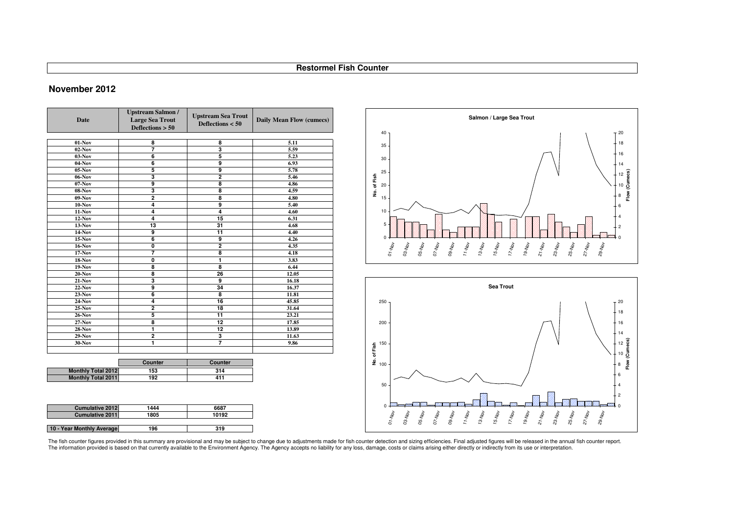# Restormel Fish Counter

## November 2012

| Date | Upstream Salmon / Large Sea Trout Deflections > 50 | Upstream Sea Trout Deflections < 50 | Daily Mean Flow (cumecs) |
|---|---|---|---|
| 01-Nov | 8 | 8 | 5.11 |
| 02-Nov | 7 | 3 | 5.59 |
| 03-Nov | 6 | 5 | 5.23 |
| 04-Nov | 6 | 9 | 6.93 |
| 05-Nov | 5 | 9 | 5.78 |
| 06-Nov | 3 | 2 | 5.46 |
| 07-Nov | 9 | 8 | 4.86 |
| 08-Nov | 3 | 8 | 4.59 |
| 09-Nov | 2 | 8 | 4.80 |
| 10-Nov | 4 | 9 | 5.40 |
| 11-Nov | 4 | 4 | 4.60 |
| 12-Nov | 4 | 15 | 6.31 |
| 13-Nov | 13 | 31 | 4.68 |
| 14-Nov | 9 | 11 | 4.40 |
| 15-Nov | 6 | 9 | 4.26 |
| 16-Nov | 0 | 2 | 4.35 |
| 17-Nov | 7 | 8 | 4.18 |
| 18-Nov | 0 | 1 | 3.83 |
| 19-Nov | 8 | 8 | 6.44 |
| 20-Nov | 8 | 26 | 12.05 |
| 21-Nov | 3 | 9 | 16.18 |
| 22-Nov | 9 | 34 | 16.37 |
| 23-Nov | 6 | 8 | 11.81 |
| 24-Nov | 4 | 16 | 45.85 |
| 25-Nov | 2 | 18 | 31.64 |
| 26-Nov | 5 | 11 | 23.21 |
| 27-Nov | 8 | 12 | 17.85 |
| 28-Nov | 1 | 12 | 13.89 |
| 29-Nov | 2 | 3 | 11.63 |
| 30-Nov | 1 | 7 | 9.86 |

| | Counter | Counter |
|---|---|---|
| Monthly Total 2012 | 153 | 314 |
| Monthly Total 2011 | 192 | 411 |

| | | |
|---|---|---|
| Cumulative 2012 | 1444 | 6687 |
| Cumulative 2011 | 1805 | 10192 |
| 10 - Year Monthly Average | 196 | 319 |

The fish counter figures provided in this summary are provisional and may be subject to change due to adjustments made for fish counter detection and sizing efficiencies. Final adjusted figures will be released in the annual fish counter report. The information provided is based on that currently available to the Environment Agency. The Agency accepts no liability for any loss, damage, costs or claims arising either directly or indirectly from its use or interpretation.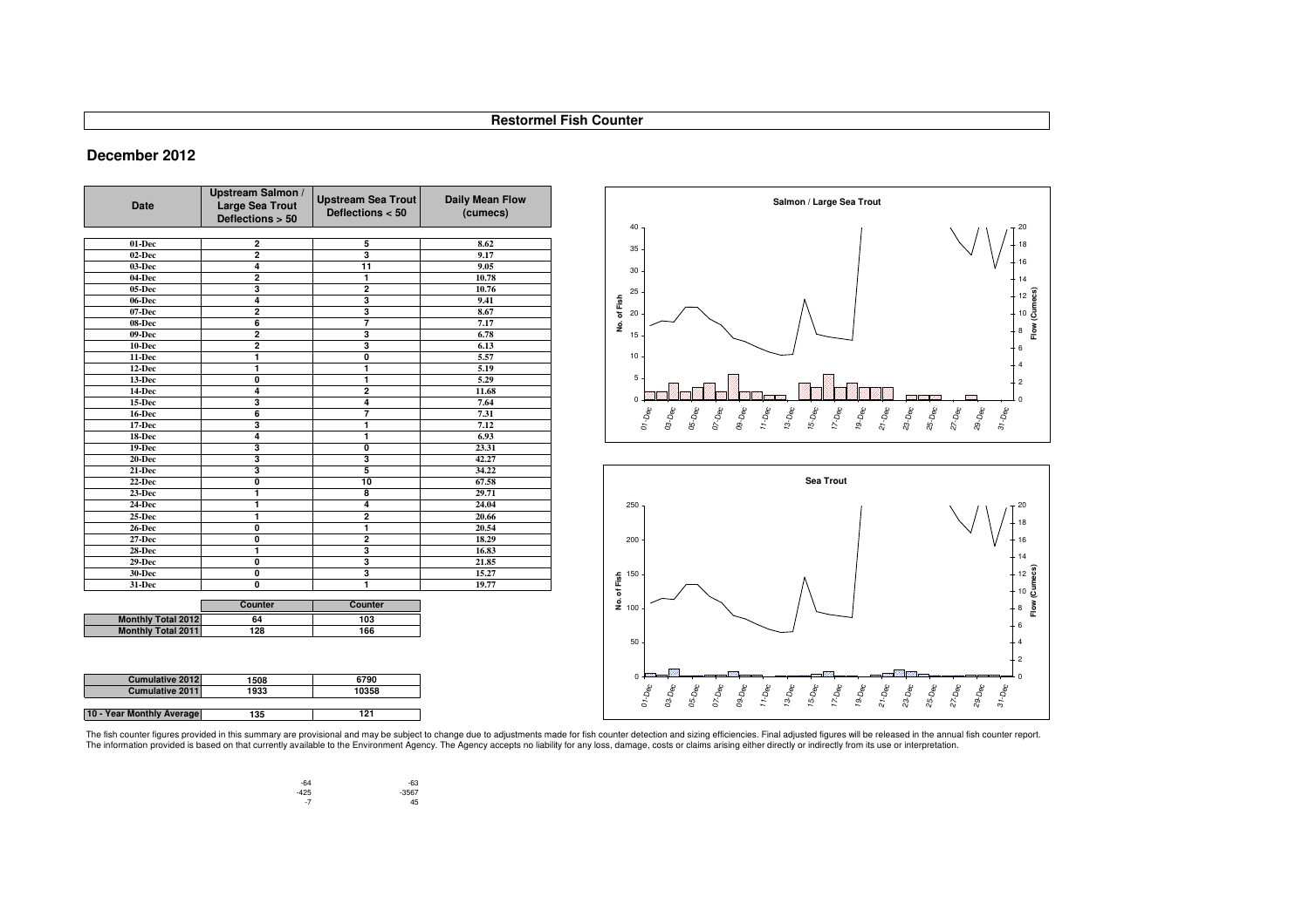# Restormel Fish Counter

## December 2012

| Date | Upstream Salmon / Large Sea Trout Deflections > 50 | Upstream Sea Trout Deflections < 50 | Daily Mean Flow (cumecs) |
|---|---|---|---|
| 01-Dec | 2 | 5 | 8.62 |
| 02-Dec | 2 | 3 | 9.17 |
| 03-Dec | 4 | 11 | 9.05 |
| 04-Dec | 2 | 1 | 10.78 |
| 05-Dec | 3 | 2 | 10.76 |
| 06-Dec | 4 | 3 | 9.41 |
| 07-Dec | 2 | 3 | 8.67 |
| 08-Dec | 6 | 7 | 7.17 |
| 09-Dec | 2 | 3 | 6.78 |
| 10-Dec | 2 | 3 | 6.13 |
| 11-Dec | 1 | 0 | 5.57 |
| 12-Dec | 1 | 1 | 5.19 |
| 13-Dec | 0 | 1 | 5.29 |
| 14-Dec | 4 | 2 | 11.68 |
| 15-Dec | 3 | 4 | 7.64 |
| 16-Dec | 6 | 7 | 7.31 |
| 17-Dec | 3 | 1 | 7.12 |
| 18-Dec | 4 | 1 | 6.93 |
| 19-Dec | 3 | 0 | 23.31 |
| 20-Dec | 3 | 3 | 42.27 |
| 21-Dec | 3 | 5 | 34.22 |
| 22-Dec | 0 | 10 | 67.58 |
| 23-Dec | 1 | 8 | 29.71 |
| 24-Dec | 1 | 4 | 24.04 |
| 25-Dec | 1 | 2 | 20.66 |
| 26-Dec | 0 | 1 | 20.54 |
| 27-Dec | 0 | 2 | 18.29 |
| 28-Dec | 1 | 3 | 16.83 |
| 29-Dec | 0 | 3 | 21.85 |
| 30-Dec | 0 | 3 | 15.27 |
| 31-Dec | 0 | 1 | 19.77 |

| | Counter | Counter |
|---|---|---|
| Monthly Total 2012 | 64 | 103 |
| Monthly Total 2011 | 128 | 166 |
| Cumulative 2012 | 1508 | 6790 |
| Cumulative 2011 | 1933 | 10358 |
| 10 - Year Monthly Average | 135 | 121 |

Salmon / Large Sea Trout

No. of Fish

Flow (Cumecs)

0 5 10 15 20 25 30 35 40

0 2 4 6 8 10 12 14 16 18 20

01-Dec 03-Dec 05-Dec 07-Dec 09-Dec 11-Dec 13-Dec 15-Dec 17-Dec 19-Dec 21-Dec 23-Dec 25-Dec 27-Dec 29-Dec 31-Dec

Sea Trout

No. of Fish

Flow (Cumecs)

0 50 100 150 200 250

0 2 4 6 8 10 12 14 16 18 20

01-Dec 03-Dec 05-Dec 07-Dec 09-Dec 11-Dec 13-Dec 15-Dec 17-Dec 19-Dec 21-Dec 23-Dec 25-Dec 27-Dec 29-Dec 31-Dec

The fish counter figures provided in this summary are provisional and may be subject to change due to adjustments made for fish counter detection and sizing efficiencies. Final adjusted figures will be released in the annual fish counter report. The information provided is based on that currently available to the Environment Agency. The Agency accepts no liability for any loss, damage, costs or claims arising either directly or indirectly from its use or interpretation.

| | |
|---|---|
| -64 | -63 |
| -425 | -3567 |
| -7 | 45 |